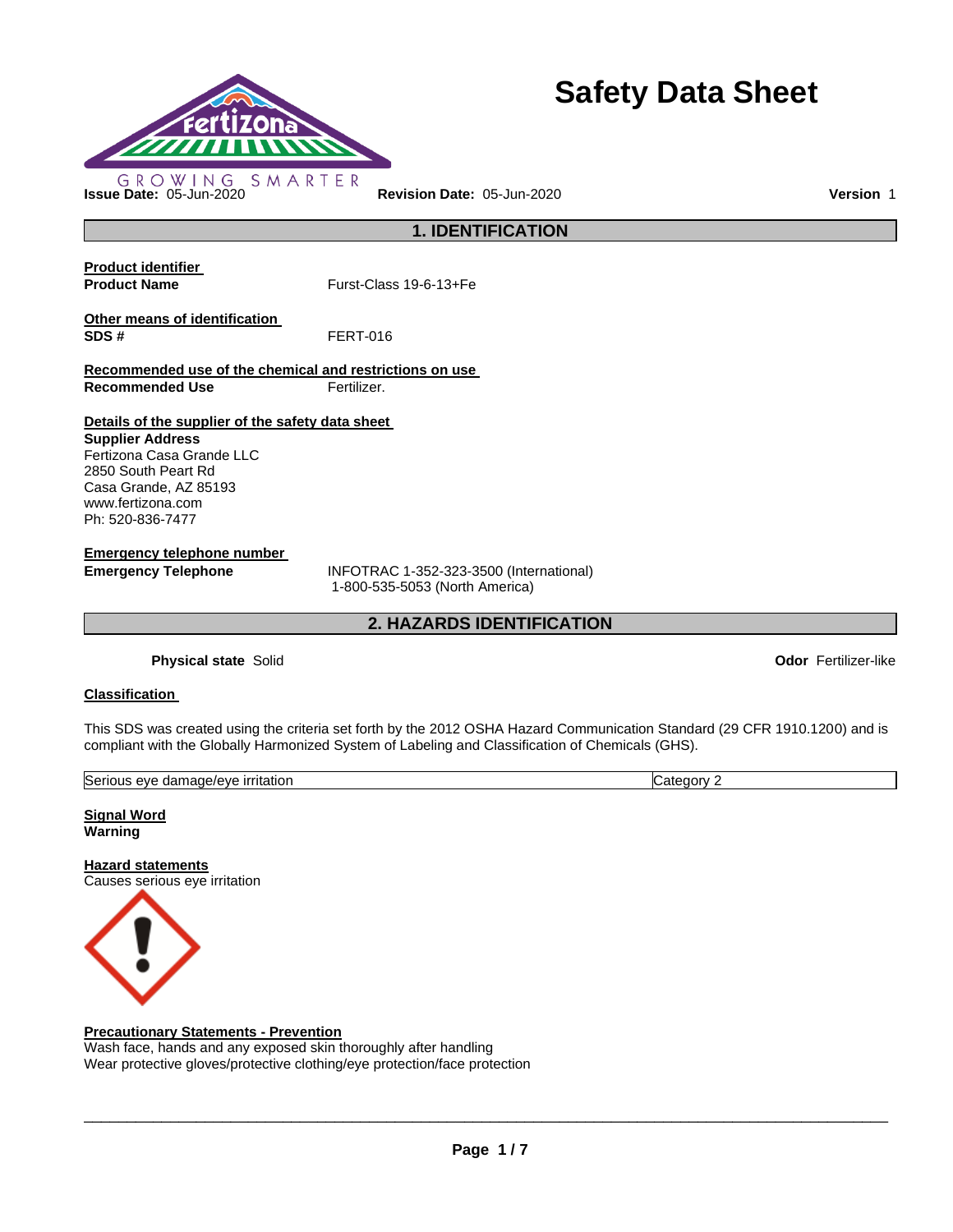# Safety Data Sheet

GROWING SMARTER

**Issue Date:** 05-Jun-2020 **Revision Date:** 05-Jun-2020 **Version** 1

## 1. IDENTIFICATION

**Product identifier**

**Product Name** Furst-Class 19-6-13+Fe

**Other means of identification**

**SDS #** FERT-016

**Recommended use of the chemical and restrictions on use**

**Recommended Use** Fertilizer.

**Details of the supplier of the safety data sheet**

**Supplier Address**
Fertizona Casa Grande LLC
2850 South Peart Rd
Casa Grande, AZ 85193
www.fertizona.com
Ph: 520-836-7477

**Emergency telephone number**

**Emergency Telephone** INFOTRAC 1-352-323-3500 (International)
1-800-535-5053 (North America)

## 2. HAZARDS IDENTIFICATION

**Physical state** Solid **Odor** Fertilizer-like

**Classification**

This SDS was created using the criteria set forth by the 2012 OSHA Hazard Communication Standard (29 CFR 1910.1200) and is compliant with the Globally Harmonized System of Labeling and Classification of Chemicals (GHS).

| Serious eye damage/eye irritation | Category 2 |
|---|---|

**Signal Word**
**Warning**

**Hazard statements**
Causes serious eye irritation

**Precautionary Statements - Prevention**
Wash face, hands and any exposed skin thoroughly after handling
Wear protective gloves/protective clothing/eye protection/face protection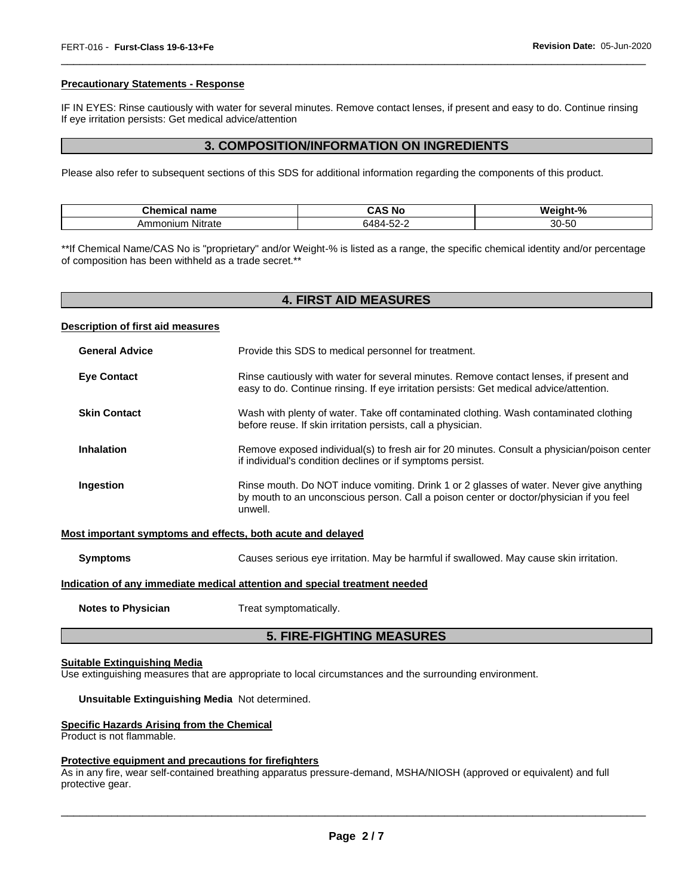#### Precautionary Statements - Response

IF IN EYES: Rinse cautiously with water for several minutes. Remove contact lenses, if present and easy to do. Continue rinsing
If eye irritation persists: Get medical advice/attention

## 3. COMPOSITION/INFORMATION ON INGREDIENTS

Please also refer to subsequent sections of this SDS for additional information regarding the components of this product.

| Chemical name | CAS No | Weight-% |
|---|---|---|
| Ammonium Nitrate | 6484-52-2 | 30-50 |

**If Chemical Name/CAS No is "proprietary" and/or Weight-% is listed as a range, the specific chemical identity and/or percentage of composition has been withheld as a trade secret.**

## 4. FIRST AID MEASURES

#### Description of first aid measures

**General Advice** Provide this SDS to medical personnel for treatment.

**Eye Contact** Rinse cautiously with water for several minutes. Remove contact lenses, if present and easy to do. Continue rinsing. If eye irritation persists: Get medical advice/attention.

**Skin Contact** Wash with plenty of water. Take off contaminated clothing. Wash contaminated clothing before reuse. If skin irritation persists, call a physician.

**Inhalation** Remove exposed individual(s) to fresh air for 20 minutes. Consult a physician/poison center if individual's condition declines or if symptoms persist.

**Ingestion** Rinse mouth. Do NOT induce vomiting. Drink 1 or 2 glasses of water. Never give anything by mouth to an unconscious person. Call a poison center or doctor/physician if you feel unwell.

#### Most important symptoms and effects, both acute and delayed

**Symptoms** Causes serious eye irritation. May be harmful if swallowed. May cause skin irritation.

#### Indication of any immediate medical attention and special treatment needed

**Notes to Physician** Treat symptomatically.

## 5. FIRE-FIGHTING MEASURES

#### Suitable Extinguishing Media

Use extinguishing measures that are appropriate to local circumstances and the surrounding environment.

**Unsuitable Extinguishing Media** Not determined.

#### Specific Hazards Arising from the Chemical

Product is not flammable.

#### Protective equipment and precautions for firefighters

As in any fire, wear self-contained breathing apparatus pressure-demand, MSHA/NIOSH (approved or equivalent) and full protective gear.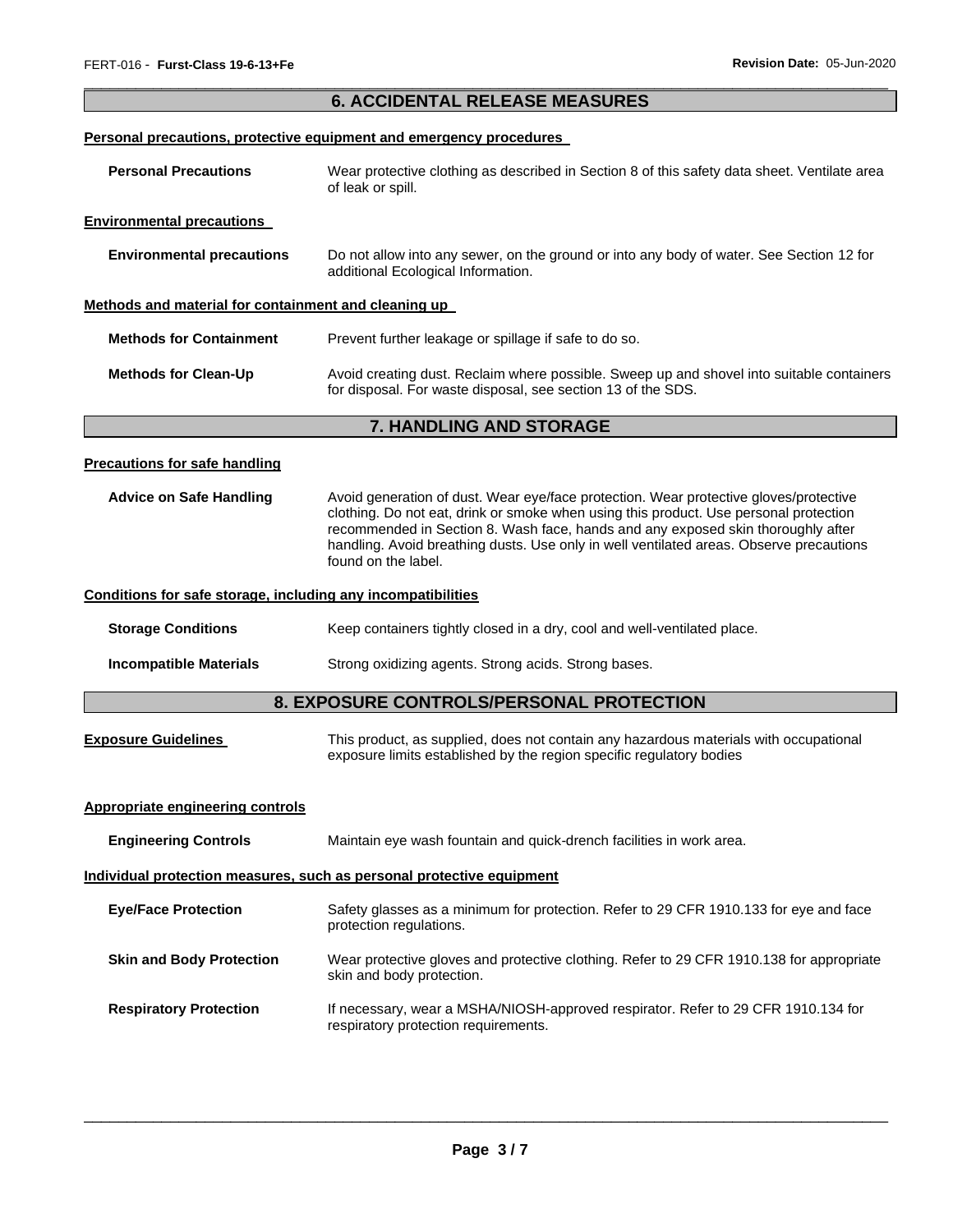## 6. ACCIDENTAL RELEASE MEASURES

**Personal precautions, protective equipment and emergency procedures**

**Personal Precautions** Wear protective clothing as described in Section 8 of this safety data sheet. Ventilate area of leak or spill.

**Environmental precautions**

**Environmental precautions** Do not allow into any sewer, on the ground or into any body of water. See Section 12 for additional Ecological Information.

**Methods and material for containment and cleaning up**

**Methods for Containment** Prevent further leakage or spillage if safe to do so.

**Methods for Clean-Up** Avoid creating dust. Reclaim where possible. Sweep up and shovel into suitable containers for disposal. For waste disposal, see section 13 of the SDS.

## 7. HANDLING AND STORAGE

**Precautions for safe handling**

**Advice on Safe Handling** Avoid generation of dust. Wear eye/face protection. Wear protective gloves/protective clothing. Do not eat, drink or smoke when using this product. Use personal protection recommended in Section 8. Wash face, hands and any exposed skin thoroughly after handling. Avoid breathing dusts. Use only in well ventilated areas. Observe precautions found on the label.

**Conditions for safe storage, including any incompatibilities**

**Storage Conditions** Keep containers tightly closed in a dry, cool and well-ventilated place.

**Incompatible Materials** Strong oxidizing agents. Strong acids. Strong bases.

## 8. EXPOSURE CONTROLS/PERSONAL PROTECTION

**Exposure Guidelines** This product, as supplied, does not contain any hazardous materials with occupational exposure limits established by the region specific regulatory bodies

**Appropriate engineering controls**

**Engineering Controls** Maintain eye wash fountain and quick-drench facilities in work area.

**Individual protection measures, such as personal protective equipment**

**Eye/Face Protection** Safety glasses as a minimum for protection. Refer to 29 CFR 1910.133 for eye and face protection regulations.

**Skin and Body Protection** Wear protective gloves and protective clothing. Refer to 29 CFR 1910.138 for appropriate skin and body protection.

**Respiratory Protection** If necessary, wear a MSHA/NIOSH-approved respirator. Refer to 29 CFR 1910.134 for respiratory protection requirements.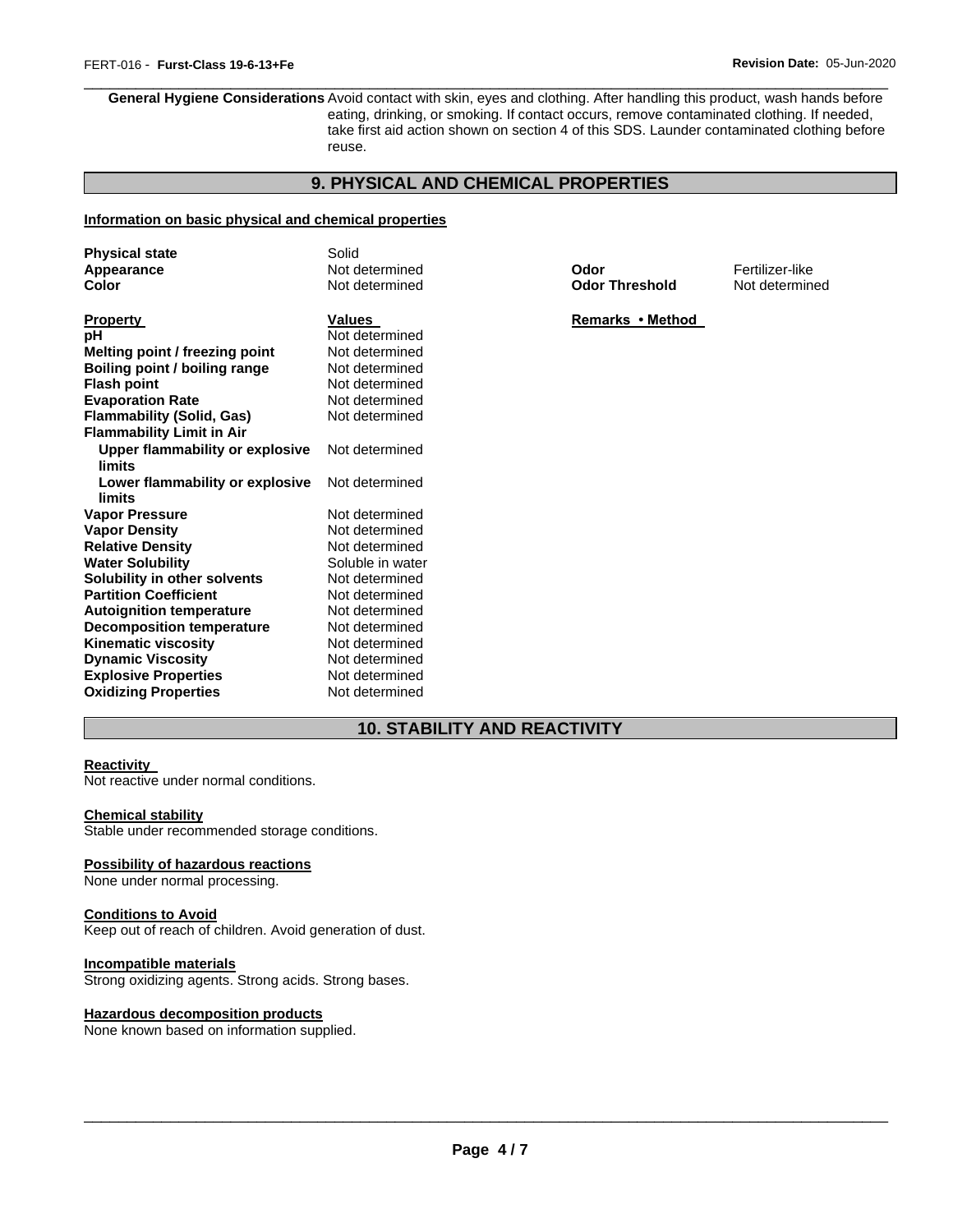**General Hygiene Considerations** Avoid contact with skin, eyes and clothing. After handling this product, wash hands before eating, drinking, or smoking. If contact occurs, remove contaminated clothing. If needed, take first aid action shown on section 4 of this SDS. Launder contaminated clothing before reuse.

## 9. PHYSICAL AND CHEMICAL PROPERTIES

**Information on basic physical and chemical properties**

| | | | |
|---|---|---|---|
| **Physical state** | Solid | | |
| **Appearance** | Not determined | **Odor** | Fertilizer-like |
| **Color** | Not determined | **Odor Threshold** | Not determined |

| **Property** | **Values** | **Remarks • Method** |
|---|---|---|
| **pH** | Not determined | |
| **Melting point / freezing point** | Not determined | |
| **Boiling point / boiling range** | Not determined | |
| **Flash point** | Not determined | |
| **Evaporation Rate** | Not determined | |
| **Flammability (Solid, Gas)** | Not determined | |
| **Flammability Limit in Air** | | |
| **Upper flammability or explosive limits** | Not determined | |
| **Lower flammability or explosive limits** | Not determined | |
| **Vapor Pressure** | Not determined | |
| **Vapor Density** | Not determined | |
| **Relative Density** | Not determined | |
| **Water Solubility** | Soluble in water | |
| **Solubility in other solvents** | Not determined | |
| **Partition Coefficient** | Not determined | |
| **Autoignition temperature** | Not determined | |
| **Decomposition temperature** | Not determined | |
| **Kinematic viscosity** | Not determined | |
| **Dynamic Viscosity** | Not determined | |
| **Explosive Properties** | Not determined | |
| **Oxidizing Properties** | Not determined | |

## 10. STABILITY AND REACTIVITY

**Reactivity**

Not reactive under normal conditions.

**Chemical stability**

Stable under recommended storage conditions.

**Possibility of hazardous reactions**

None under normal processing.

**Conditions to Avoid**

Keep out of reach of children. Avoid generation of dust.

**Incompatible materials**

Strong oxidizing agents. Strong acids. Strong bases.

**Hazardous decomposition products**

None known based on information supplied.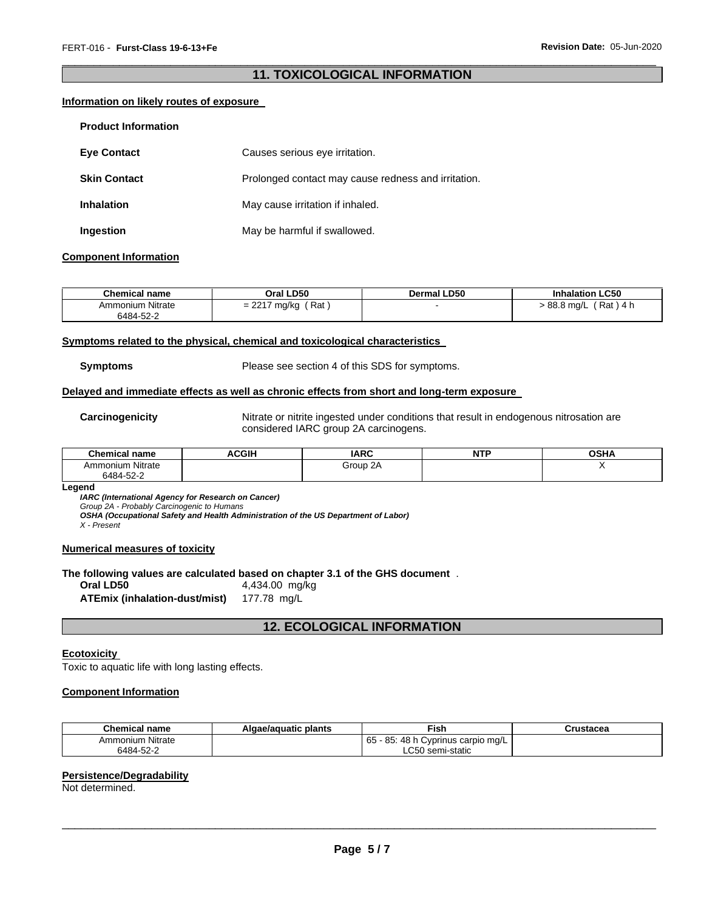## 11. TOXICOLOGICAL INFORMATION

### Information on likely routes of exposure

**Product Information**

**Eye Contact** Causes serious eye irritation.

**Skin Contact** Prolonged contact may cause redness and irritation.

**Inhalation** May cause irritation if inhaled.

**Ingestion** May be harmful if swallowed.

### Component Information

| Chemical name | Oral LD50 | Dermal LD50 | Inhalation LC50 |
|---|---|---|---|
| Ammonium Nitrate 6484-52-2 | = 2217 mg/kg ( Rat ) | - | > 88.8 mg/L ( Rat ) 4 h |

### Symptoms related to the physical, chemical and toxicological characteristics

**Symptoms** Please see section 4 of this SDS for symptoms.

### Delayed and immediate effects as well as chronic effects from short and long-term exposure

**Carcinogenicity** Nitrate or nitrite ingested under conditions that result in endogenous nitrosation are considered IARC group 2A carcinogens.

| Chemical name | ACGIH | IARC | NTP | OSHA |
|---|---|---|---|---|
| Ammonium Nitrate 6484-52-2 | | Group 2A | | X |

**Legend**

***IARC (International Agency for Research on Cancer)***
*Group 2A - Probably Carcinogenic to Humans*
***OSHA (Occupational Safety and Health Administration of the US Department of Labor)***
*X - Present*

### Numerical measures of toxicity

**The following values are calculated based on chapter 3.1 of the GHS document** .

**Oral LD50** 4,434.00 mg/kg
**ATEmix (inhalation-dust/mist)** 177.78 mg/L

## 12. ECOLOGICAL INFORMATION

### Ecotoxicity

Toxic to aquatic life with long lasting effects.

### Component Information

| Chemical name | Algae/aquatic plants | Fish | Crustacea |
|---|---|---|---|
| Ammonium Nitrate 6484-52-2 | | 65 - 85: 48 h Cyprinus carpio mg/L LC50 semi-static | |

### Persistence/Degradability

Not determined.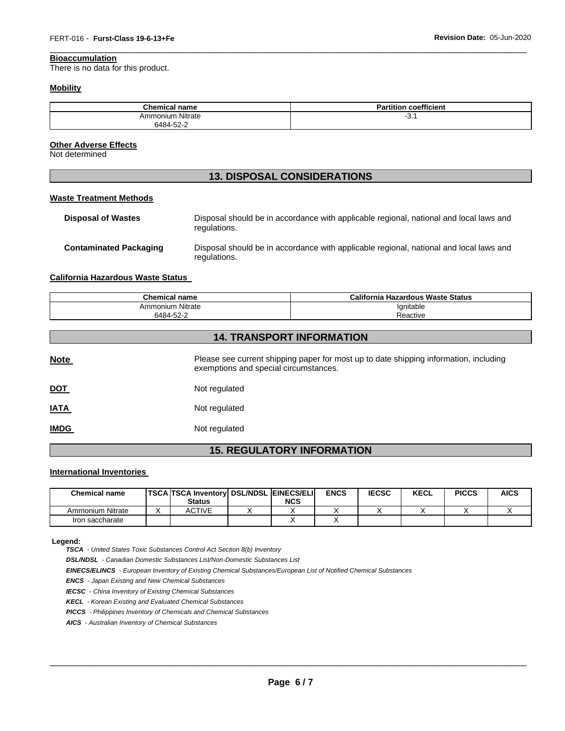**Bioaccumulation**

There is no data for this product.

**Mobility**

| Chemical name | Partition coefficient |
|---|---|
| Ammonium Nitrate 6484-52-2 | -3.1 |

**Other Adverse Effects**

Not determined

## 13. DISPOSAL CONSIDERATIONS

**Waste Treatment Methods**

**Disposal of Wastes** Disposal should be in accordance with applicable regional, national and local laws and regulations.

**Contaminated Packaging** Disposal should be in accordance with applicable regional, national and local laws and regulations.

**California Hazardous Waste Status**

| Chemical name | California Hazardous Waste Status |
|---|---|
| Ammonium Nitrate 6484-52-2 | Ignitable Reactive |

## 14. TRANSPORT INFORMATION

**Note** Please see current shipping paper for most up to date shipping information, including exemptions and special circumstances.

**DOT** Not regulated

**IATA** Not regulated

**IMDG** Not regulated

## 15. REGULATORY INFORMATION

**International Inventories**

| Chemical name | TSCA | TSCA Inventory Status | DSL/NDSL | EINECS/ELINCS | ENCS | IECSC | KECL | PICCS | AICS |
|---|---|---|---|---|---|---|---|---|---|
| Ammonium Nitrate | X | ACTIVE | X | X | X | X | X | X | X |
| Iron saccharate | | | | X | X | | | | |

**Legend:**

***TSCA*** *- United States Toxic Substances Control Act Section 8(b) Inventory*

***DSL/NDSL*** *- Canadian Domestic Substances List/Non-Domestic Substances List*

***EINECS/ELINCS*** *- European Inventory of Existing Chemical Substances/European List of Notified Chemical Substances*

***ENCS*** *- Japan Existing and New Chemical Substances*

***IECSC*** *- China Inventory of Existing Chemical Substances*

***KECL*** *- Korean Existing and Evaluated Chemical Substances*

***PICCS*** *- Philippines Inventory of Chemicals and Chemical Substances*

***AICS*** *- Australian Inventory of Chemical Substances*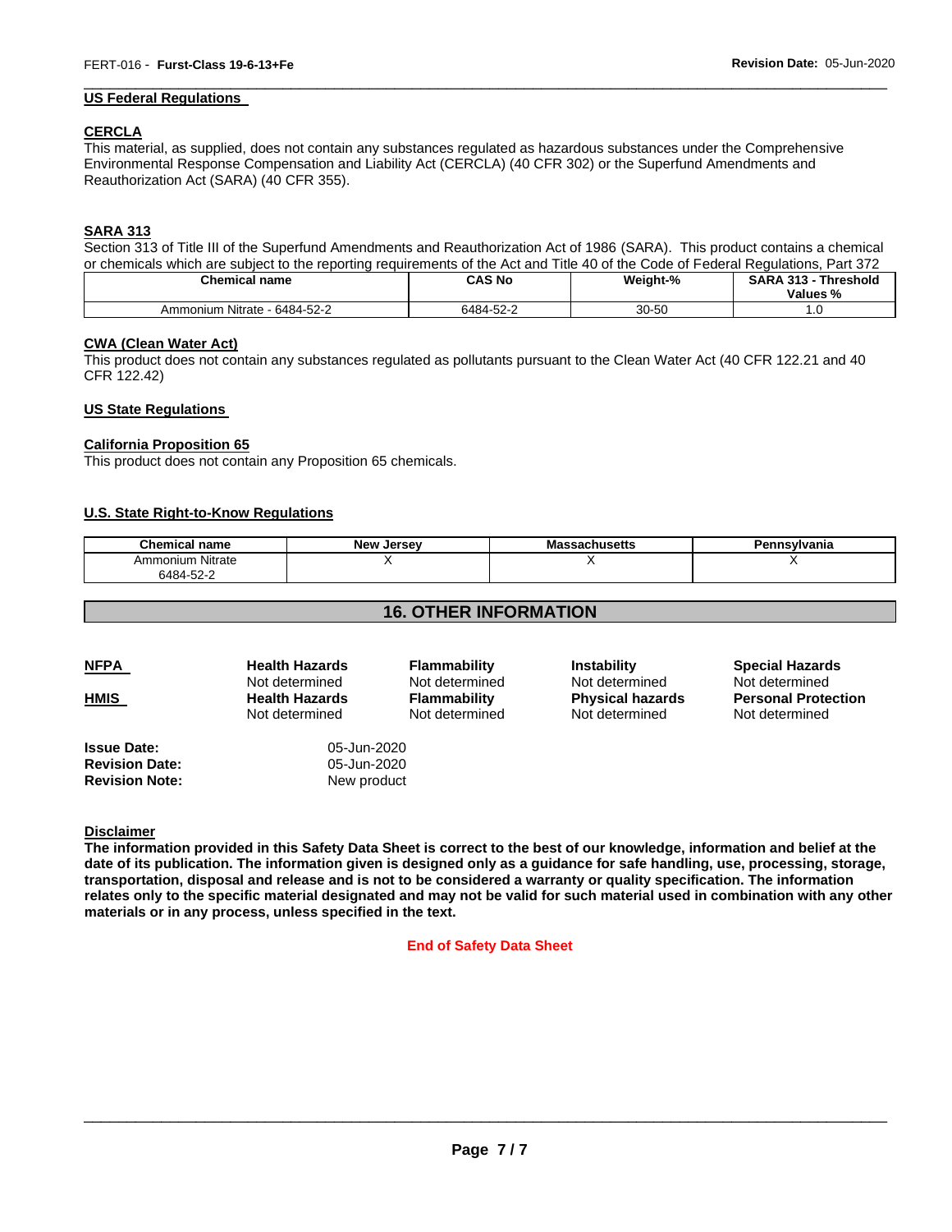### US Federal Regulations

#### CERCLA

This material, as supplied, does not contain any substances regulated as hazardous substances under the Comprehensive Environmental Response Compensation and Liability Act (CERCLA) (40 CFR 302) or the Superfund Amendments and Reauthorization Act (SARA) (40 CFR 355).

#### SARA 313

Section 313 of Title III of the Superfund Amendments and Reauthorization Act of 1986 (SARA). This product contains a chemical or chemicals which are subject to the reporting requirements of the Act and Title 40 of the Code of Federal Regulations, Part 372

| Chemical name | CAS No | Weight-% | SARA 313 - Threshold Values % |
|---|---|---|---|
| Ammonium Nitrate - 6484-52-2 | 6484-52-2 | 30-50 | 1.0 |

#### CWA (Clean Water Act)

This product does not contain any substances regulated as pollutants pursuant to the Clean Water Act (40 CFR 122.21 and 40 CFR 122.42)

### US State Regulations

#### California Proposition 65

This product does not contain any Proposition 65 chemicals.

#### U.S. State Right-to-Know Regulations

| Chemical name | New Jersey | Massachusetts | Pennsylvania |
|---|---|---|---|
| Ammonium Nitrate 6484-52-2 | X | X | X |

## 16. OTHER INFORMATION

| | | | | |
|---|---|---|---|---|
| **NFPA** | **Health Hazards** | **Flammability** | **Instability** | **Special Hazards** |
| | Not determined | Not determined | Not determined | Not determined |
| **HMIS** | **Health Hazards** | **Flammability** | **Physical hazards** | **Personal Protection** |
| | Not determined | Not determined | Not determined | Not determined |

**Issue Date:** 05-Jun-2020
**Revision Date:** 05-Jun-2020
**Revision Note:** New product

#### Disclaimer

**The information provided in this Safety Data Sheet is correct to the best of our knowledge, information and belief at the date of its publication. The information given is designed only as a guidance for safe handling, use, processing, storage, transportation, disposal and release and is not to be considered a warranty or quality specification. The information relates only to the specific material designated and may not be valid for such material used in combination with any other materials or in any process, unless specified in the text.**

**End of Safety Data Sheet**